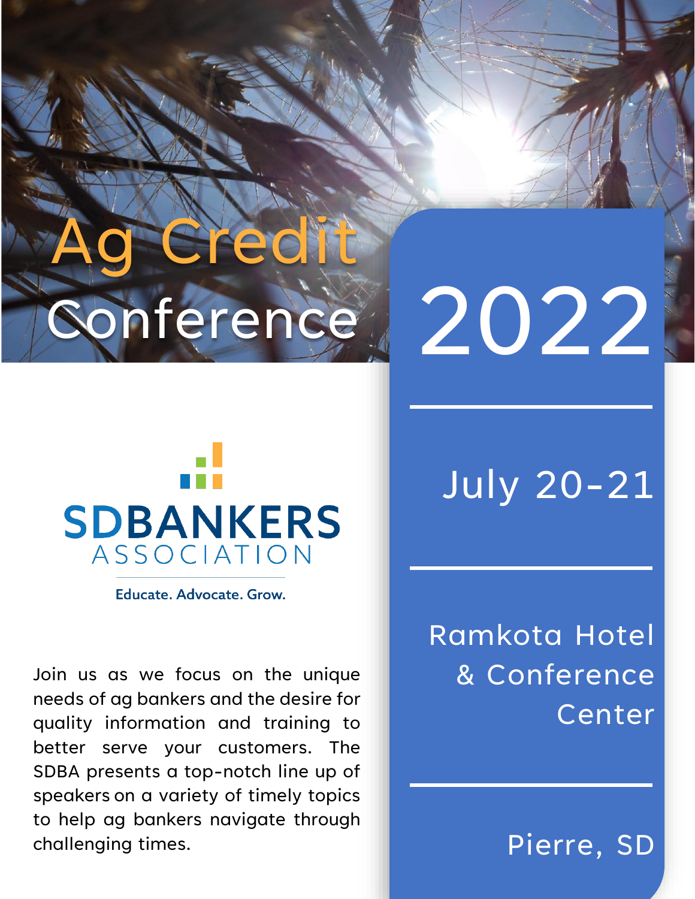# Ag Credit Conference 2022

**July 20-21**

**Ramkota Hotel & Conference Center**

**Pierre, SD**

SDBANKERS ASSOCIATION

Educate. Advocate. Grow.

Join us as we focus on the unique needs of ag bankers and the desire for quality information and training to better serve your customers. The SDBA presents a top-notch line up of speakers on a variety of timely topics to help ag bankers navigate through challenging times.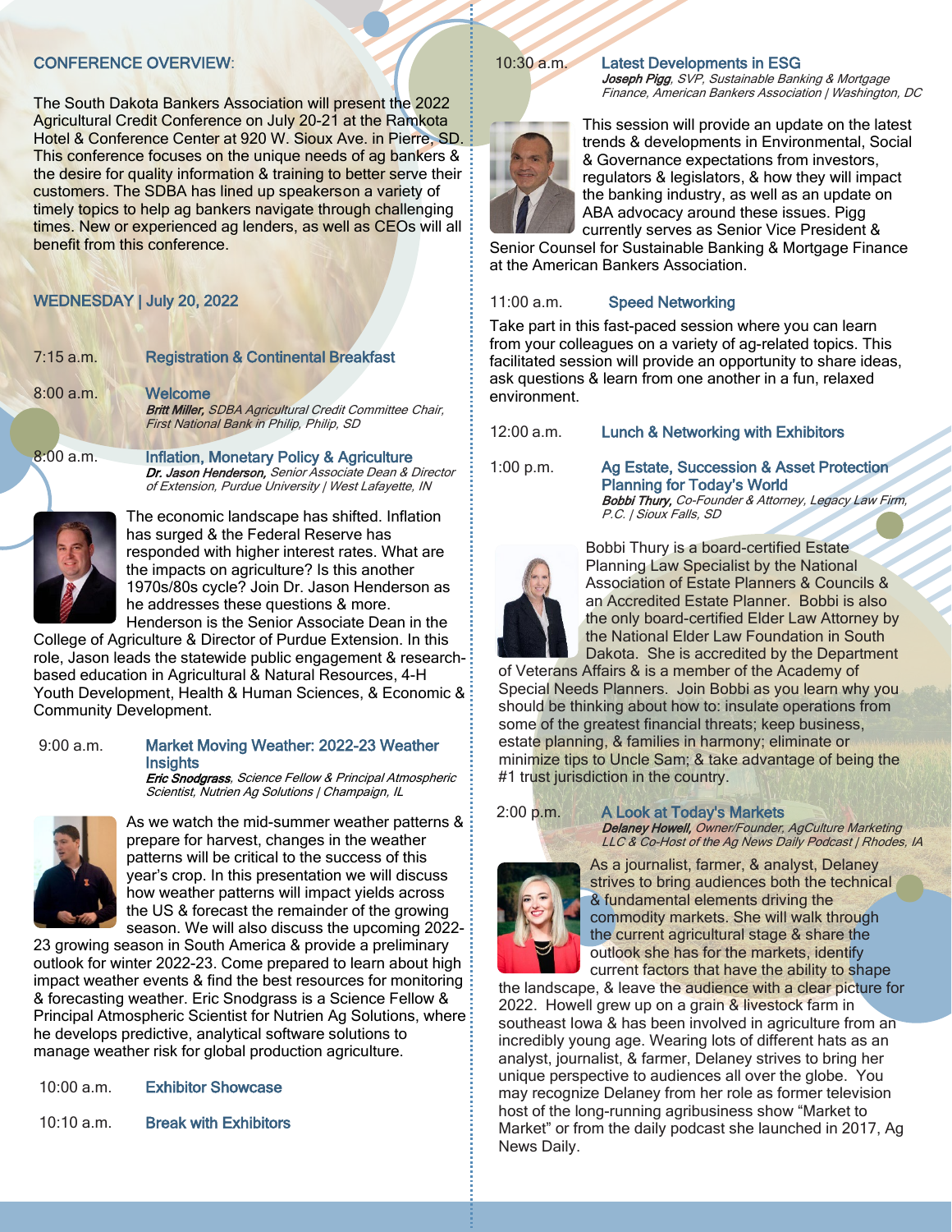## CONFERENCE OVERVIEW:

The South Dakota Bankers Association will present the 2022 Agricultural Credit Conference on July 20-21 at the Ramkota Hotel & Conference Center at 920 W. Sioux Ave. in Pierre, SD. This conference focuses on the unique needs of ag bankers & the desire for quality information & training to better serve their customers. The SDBA has lined up speakerson a variety of timely topics to help ag bankers navigate through challenging times. New or experienced ag lenders, as well as CEOs will all benefit from this conference.

## WEDNESDAY | July 20, 2022

**7:15 a.m.** — Registration & Continental Breakfast

**8:00 a.m.** — Welcome
*Britt Miller, SDBA Agricultural Credit Committee Chair, First National Bank in Philip, Philip, SD*

**8:00 a.m.** — Inflation, Monetary Policy & Agriculture
*Dr. Jason Henderson, Senior Associate Dean & Director of Extension, Purdue University | West Lafayette, IN*

The economic landscape has shifted. Inflation has surged & the Federal Reserve has responded with higher interest rates. What are the impacts on agriculture? Is this another 1970s/80s cycle? Join Dr. Jason Henderson as he addresses these questions & more. Henderson is the Senior Associate Dean in the College of Agriculture & Director of Purdue Extension. In this role, Jason leads the statewide public engagement & research-based education in Agricultural & Natural Resources, 4-H Youth Development, Health & Human Sciences, & Economic & Community Development.

**9:00 a.m.** — Market Moving Weather: 2022-23 Weather Insights
*Eric Snodgrass, Science Fellow & Principal Atmospheric Scientist, Nutrien Ag Solutions | Champaign, IL*

As we watch the mid-summer weather patterns & prepare for harvest, changes in the weather patterns will be critical to the success of this year's crop. In this presentation we will discuss how weather patterns will impact yields across the US & forecast the remainder of the growing season. We will also discuss the upcoming 2022-23 growing season in South America & provide a preliminary outlook for winter 2022-23. Come prepared to learn about high impact weather events & find the best resources for monitoring & forecasting weather. Eric Snodgrass is a Science Fellow & Principal Atmospheric Scientist for Nutrien Ag Solutions, where he develops predictive, analytical software solutions to manage weather risk for global production agriculture.

**10:00 a.m.** — Exhibitor Showcase

**10:10 a.m.** — Break with Exhibitors

**10:30 a.m.** — Latest Developments in ESG
*Joseph Pigg, SVP, Sustainable Banking & Mortgage Finance, American Bankers Association | Washington, DC*

This session will provide an update on the latest trends & developments in Environmental, Social & Governance expectations from investors, regulators & legislators, & how they will impact the banking industry, as well as an update on ABA advocacy around these issues. Pigg currently serves as Senior Vice President & Senior Counsel for Sustainable Banking & Mortgage Finance at the American Bankers Association.

**11:00 a.m.** — Speed Networking

Take part in this fast-paced session where you can learn from your colleagues on a variety of ag-related topics. This facilitated session will provide an opportunity to share ideas, ask questions & learn from one another in a fun, relaxed environment.

**12:00 a.m.** — Lunch & Networking with Exhibitors

**1:00 p.m.** — Ag Estate, Succession & Asset Protection Planning for Today's World
*Bobbi Thury, Co-Founder & Attorney, Legacy Law Firm, P.C. | Sioux Falls, SD*

Bobbi Thury is a board-certified Estate Planning Law Specialist by the National Association of Estate Planners & Councils & an Accredited Estate Planner. Bobbi is also the only board-certified Elder Law Attorney by the National Elder Law Foundation in South Dakota. She is accredited by the Department of Veterans Affairs & is a member of the Academy of Special Needs Planners. Join Bobbi as you learn why you should be thinking about how to: insulate operations from some of the greatest financial threats; keep business, estate planning, & families in harmony; eliminate or minimize tips to Uncle Sam; & take advantage of being the #1 trust jurisdiction in the country.

**2:00 p.m.** — A Look at Today's Markets
*Delaney Howell, Owner/Founder, AgCulture Marketing LLC & Co-Host of the Ag News Daily Podcast | Rhodes, IA*

As a journalist, farmer, & analyst, Delaney strives to bring audiences both the technical & fundamental elements driving the commodity markets. She will walk through the current agricultural stage & share the outlook she has for the markets, identify current factors that have the ability to shape the landscape, & leave the audience with a clear picture for 2022. Howell grew up on a grain & livestock farm in southeast Iowa & has been involved in agriculture from an incredibly young age. Wearing lots of different hats as an analyst, journalist, & farmer, Delaney strives to bring her unique perspective to audiences all over the globe. You may recognize Delaney from her role as former television host of the long-running agribusiness show "Market to Market" or from the daily podcast she launched in 2017, Ag News Daily.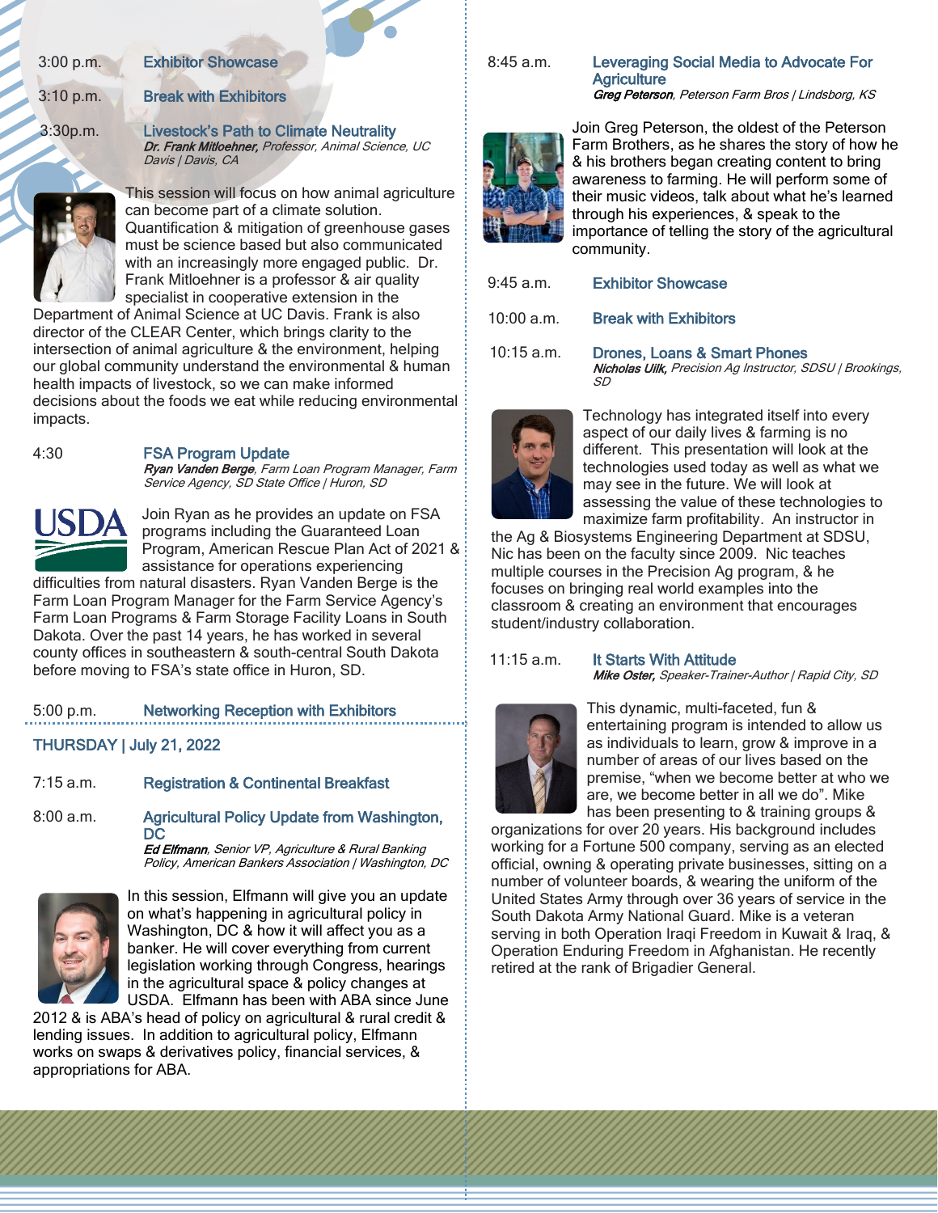3:00 p.m. **Exhibitor Showcase**

3:10 p.m. **Break with Exhibitors**

3:30p.m. **Livestock's Path to Climate Neutrality**
*Dr. Frank Mitloehner, Professor, Animal Science, UC Davis | Davis, CA*

This session will focus on how animal agriculture can become part of a climate solution. Quantification & mitigation of greenhouse gases must be science based but also communicated with an increasingly more engaged public. Dr. Frank Mitloehner is a professor & air quality specialist in cooperative extension in the Department of Animal Science at UC Davis. Frank is also director of the CLEAR Center, which brings clarity to the intersection of animal agriculture & the environment, helping our global community understand the environmental & human health impacts of livestock, so we can make informed decisions about the foods we eat while reducing environmental impacts.

4:30 **FSA Program Update**
*Ryan Vanden Berge, Farm Loan Program Manager, Farm Service Agency, SD State Office | Huron, SD*

Join Ryan as he provides an update on FSA programs including the Guaranteed Loan Program, American Rescue Plan Act of 2021 & assistance for operations experiencing difficulties from natural disasters. Ryan Vanden Berge is the Farm Loan Program Manager for the Farm Service Agency's Farm Loan Programs & Farm Storage Facility Loans in South Dakota. Over the past 14 years, he has worked in several county offices in southeastern & south-central South Dakota before moving to FSA's state office in Huron, SD.

5:00 p.m. **Networking Reception with Exhibitors**

## THURSDAY | July 21, 2022

7:15 a.m. **Registration & Continental Breakfast**

8:00 a.m. **Agricultural Policy Update from Washington, DC**
*Ed Elfmann, Senior VP, Agriculture & Rural Banking Policy, American Bankers Association | Washington, DC*

In this session, Elfmann will give you an update on what's happening in agricultural policy in Washington, DC & how it will affect you as a banker. He will cover everything from current legislation working through Congress, hearings in the agricultural space & policy changes at USDA. Elfmann has been with ABA since June 2012 & is ABA's head of policy on agricultural & rural credit & lending issues. In addition to agricultural policy, Elfmann works on swaps & derivatives policy, financial services, & appropriations for ABA.

8:45 a.m. **Leveraging Social Media to Advocate For Agriculture**
*Greg Peterson, Peterson Farm Bros | Lindsborg, KS*

Join Greg Peterson, the oldest of the Peterson Farm Brothers, as he shares the story of how he & his brothers began creating content to bring awareness to farming. He will perform some of their music videos, talk about what he's learned through his experiences, & speak to the importance of telling the story of the agricultural community.

9:45 a.m. **Exhibitor Showcase**

10:00 a.m. **Break with Exhibitors**

10:15 a.m. **Drones, Loans & Smart Phones**
*Nicholas Uilk, Precision Ag Instructor, SDSU | Brookings, SD*

Technology has integrated itself into every aspect of our daily lives & farming is no different. This presentation will look at the technologies used today as well as what we may see in the future. We will look at assessing the value of these technologies to maximize farm profitability. An instructor in the Ag & Biosystems Engineering Department at SDSU, Nic has been on the faculty since 2009. Nic teaches multiple courses in the Precision Ag program, & he focuses on bringing real world examples into the classroom & creating an environment that encourages student/industry collaboration.

11:15 a.m. **It Starts With Attitude**
*Mike Oster, Speaker-Trainer-Author | Rapid City, SD*

This dynamic, multi-faceted, fun & entertaining program is intended to allow us as individuals to learn, grow & improve in a number of areas of our lives based on the premise, "when we become better at who we are, we become better in all we do". Mike has been presenting to & training groups & organizations for over 20 years. His background includes working for a Fortune 500 company, serving as an elected official, owning & operating private businesses, sitting on a number of volunteer boards, & wearing the uniform of the United States Army through over 36 years of service in the South Dakota Army National Guard. Mike is a veteran serving in both Operation Iraqi Freedom in Kuwait & Iraq, & Operation Enduring Freedom in Afghanistan. He recently retired at the rank of Brigadier General.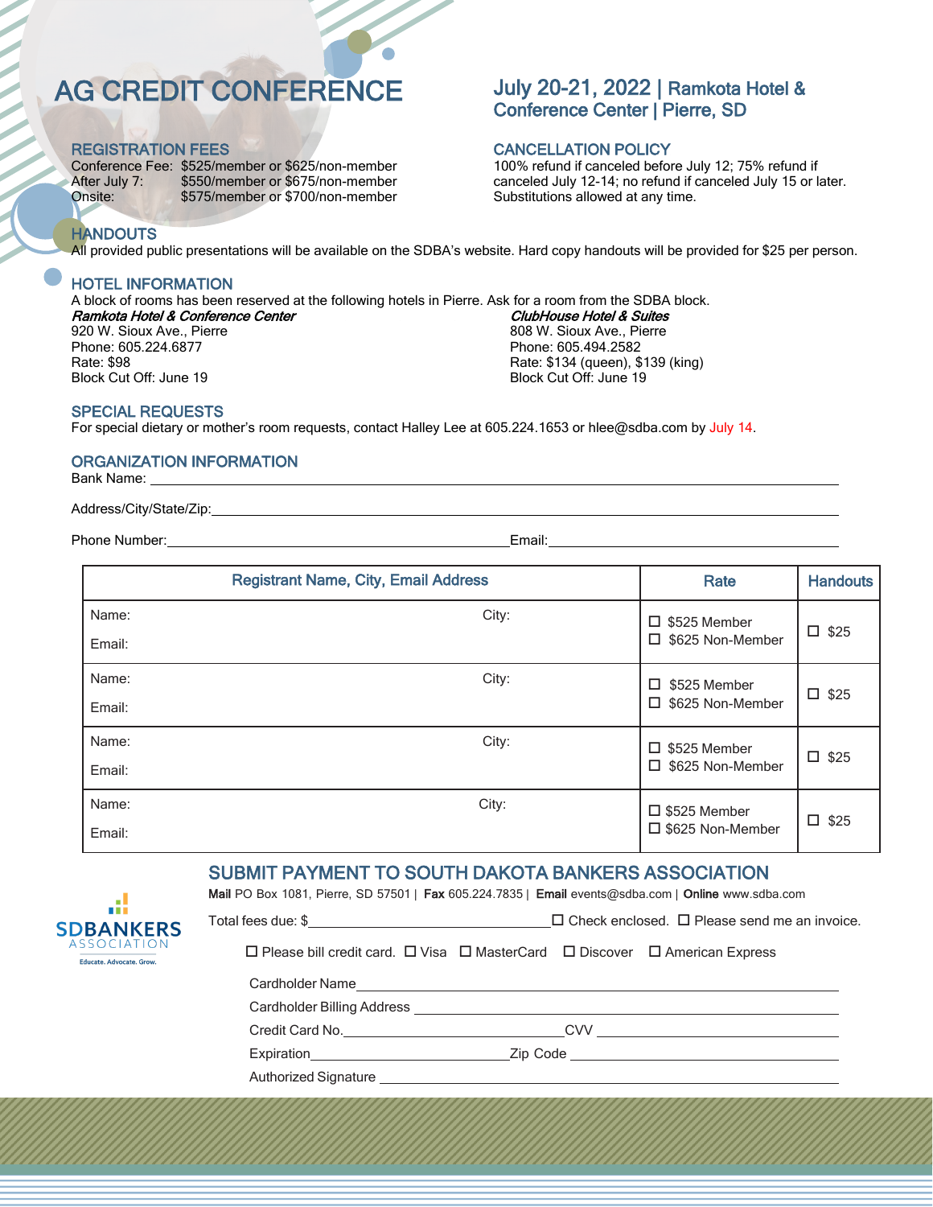# AG CREDIT CONFERENCE

## July 20-21, 2022 | Ramkota Hotel & Conference Center | Pierre, SD

### REGISTRATION FEES

Conference Fee: $525/member or $625/non-member
After July 7: $550/member or $675/non-member
Onsite: $575/member or $700/non-member

### CANCELLATION POLICY

100% refund if canceled before July 12; 75% refund if canceled July 12-14; no refund if canceled July 15 or later. Substitutions allowed at any time.

### HANDOUTS

All provided public presentations will be available on the SDBA's website. Hard copy handouts will be provided for $25 per person.

### HOTEL INFORMATION

A block of rooms has been reserved at the following hotels in Pierre. Ask for a room from the SDBA block.

***Ramkota Hotel & Conference Center***
920 W. Sioux Ave., Pierre
Phone: 605.224.6877
Rate: $98
Block Cut Off: June 19

***ClubHouse Hotel & Suites***
808 W. Sioux Ave., Pierre
Phone: 605.494.2582
Rate: $134 (queen), $139 (king)
Block Cut Off: June 19

### SPECIAL REQUESTS

For special dietary or mother's room requests, contact Halley Lee at 605.224.1653 or hlee@sdba.com by July 14.

### ORGANIZATION INFORMATION

Bank Name: ______________________________

Address/City/State/Zip: ______________________________

Phone Number: ______________________ Email: ______________________

| Registrant Name, City, Email Address | | Rate | Handouts |
|---|---|---|---|
| Name: Email: | City: | ☐ $525 Member ☐ $625 Non-Member | ☐ $25 |
| Name: Email: | City: | ☐ $525 Member ☐ $625 Non-Member | ☐ $25 |
| Name: Email: | City: | ☐ $525 Member ☐ $625 Non-Member | ☐ $25 |
| Name: Email: | City: | ☐ $525 Member ☐ $625 Non-Member | ☐ $25 |

## SUBMIT PAYMENT TO SOUTH DAKOTA BANKERS ASSOCIATION

**Mail** PO Box 1081, Pierre, SD 57501 | **Fax** 605.224.7835 | **Email** events@sdba.com | **Online** www.sdba.com

SDBANKERS ASSOCIATION
Educate. Advocate. Grow.

Total fees due: $______________ ☐ Check enclosed. ☐ Please send me an invoice.

☐ Please bill credit card. ☐ Visa ☐ MasterCard ☐ Discover ☐ American Express

Cardholder Name ______________________________

Cardholder Billing Address ______________________________

Credit Card No. ______________________ CVV ______________________

Expiration ______________________ Zip Code ______________________

Authorized Signature ______________________________